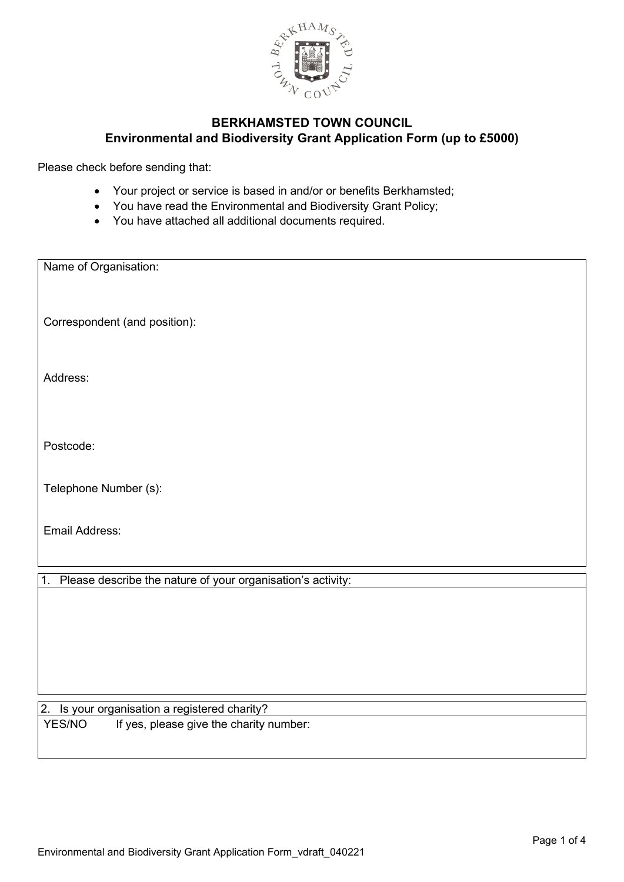**BERKHAMSTED TOWN COUNCIL**
**Environmental and Biodiversity Grant Application Form (up to £5000)**

Please check before sending that:

- Your project or service is based in and/or or benefits Berkhamsted;
- You have read the Environmental and Biodiversity Grant Policy;
- You have attached all additional documents required.

Name of Organisation:

Correspondent (and position):

Address:

Postcode:

Telephone Number (s):

Email Address:

1. Please describe the nature of your organisation's activity:

2. Is your organisation a registered charity?

YES/NO    If yes, please give the charity number: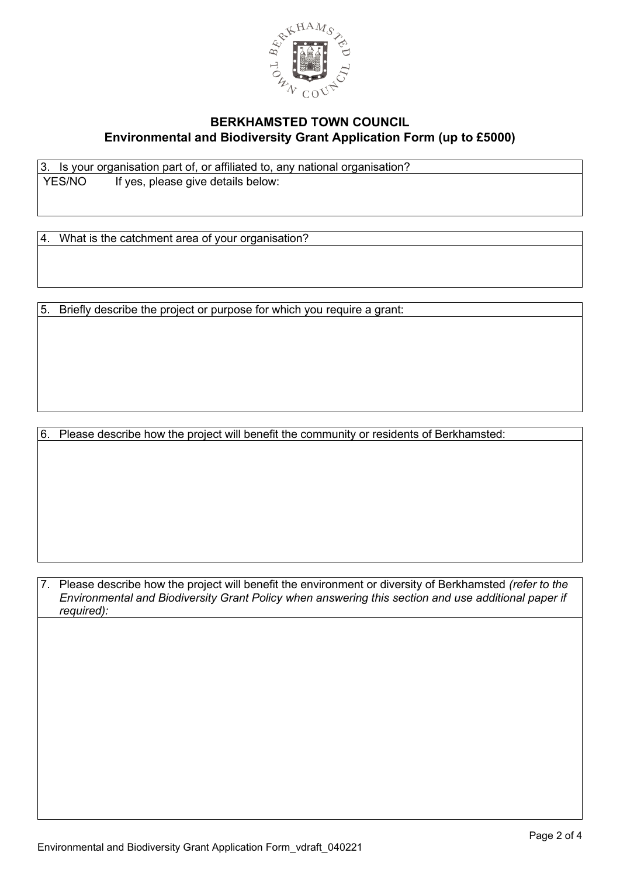**BERKHAMSTED TOWN COUNCIL**
**Environmental and Biodiversity Grant Application Form (up to £5000)**

| 3. Is your organisation part of, or affiliated to, any national organisation? |
| --- |
| YES/NO If yes, please give details below: |

| 4. What is the catchment area of your organisation? |
| --- |
| |

| 5. Briefly describe the project or purpose for which you require a grant: |
| --- |
| |

| 6. Please describe how the project will benefit the community or residents of Berkhamsted: |
| --- |
| |

| 7. Please describe how the project will benefit the environment or diversity of Berkhamsted *(refer to the Environmental and Biodiversity Grant Policy when answering this section and use additional paper if required):* |
| --- |
| |

Environmental and Biodiversity Grant Application Form_vdraft_040221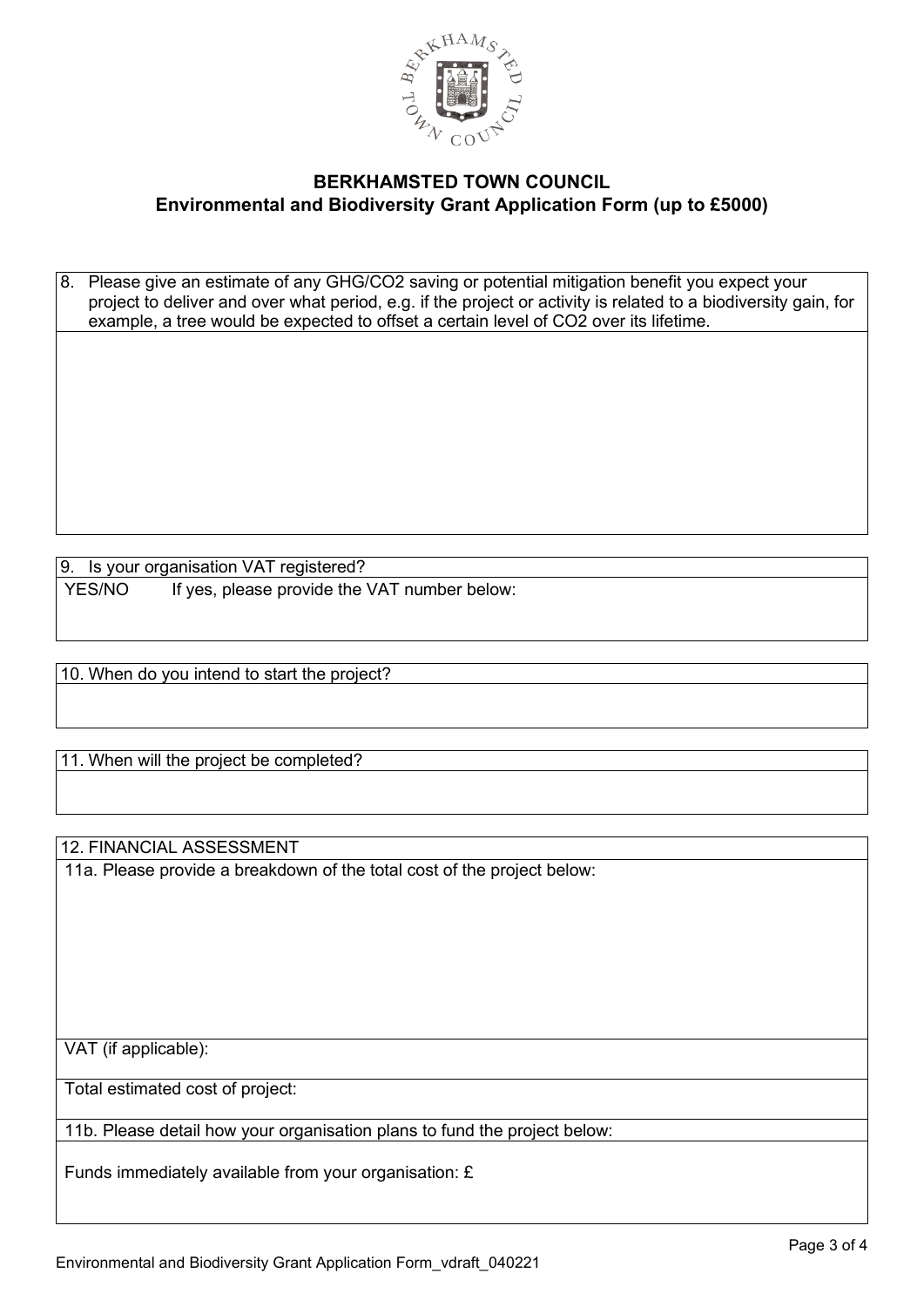**BERKHAMSTED TOWN COUNCIL**
**Environmental and Biodiversity Grant Application Form (up to £5000)**

8. Please give an estimate of any GHG/CO2 saving or potential mitigation benefit you expect your project to deliver and over what period, e.g. if the project or activity is related to a biodiversity gain, for example, a tree would be expected to offset a certain level of CO2 over its lifetime.

9. Is your organisation VAT registered?

YES/NO  If yes, please provide the VAT number below:

10. When do you intend to start the project?

11. When will the project be completed?

12. FINANCIAL ASSESSMENT

11a. Please provide a breakdown of the total cost of the project below:

VAT (if applicable):

Total estimated cost of project:

11b. Please detail how your organisation plans to fund the project below:

Funds immediately available from your organisation: £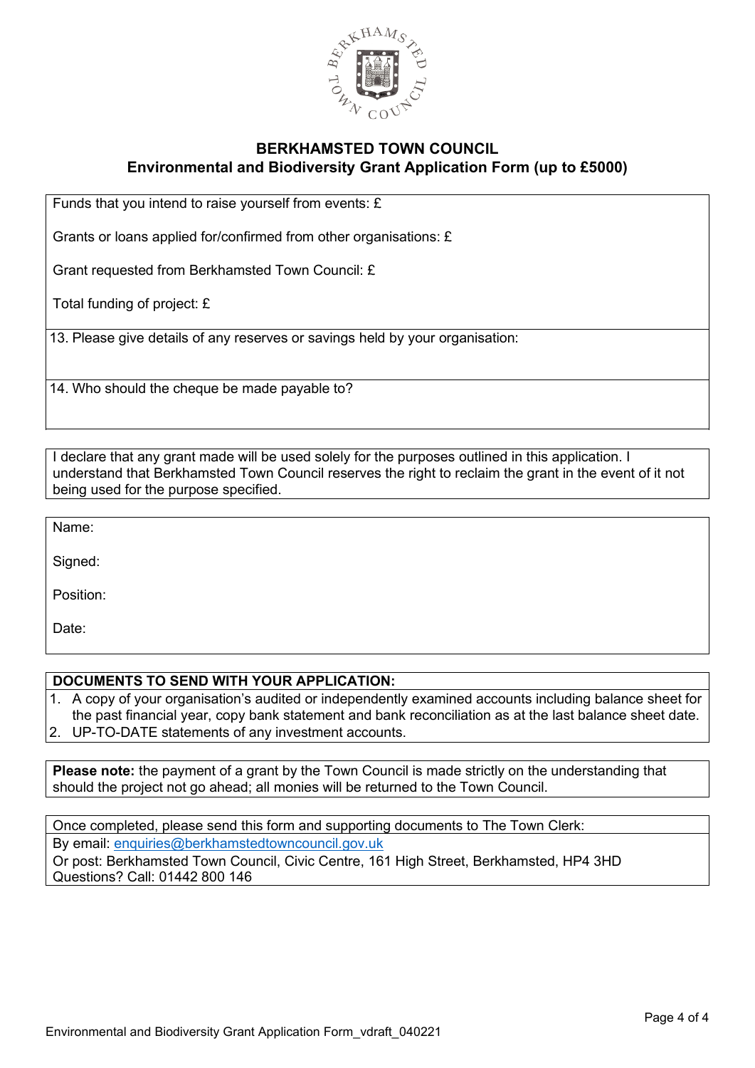**BERKHAMSTED TOWN COUNCIL**
**Environmental and Biodiversity Grant Application Form (up to £5000)**

Funds that you intend to raise yourself from events: £

Grants or loans applied for/confirmed from other organisations: £

Grant requested from Berkhamsted Town Council: £

Total funding of project: £

13. Please give details of any reserves or savings held by your organisation:

14. Who should the cheque be made payable to?

I declare that any grant made will be used solely for the purposes outlined in this application. I understand that Berkhamsted Town Council reserves the right to reclaim the grant in the event of it not being used for the purpose specified.

Name:

Signed:

Position:

Date:

**DOCUMENTS TO SEND WITH YOUR APPLICATION:**

1. A copy of your organisation's audited or independently examined accounts including balance sheet for the past financial year, copy bank statement and bank reconciliation as at the last balance sheet date.
2. UP-TO-DATE statements of any investment accounts.

**Please note:** the payment of a grant by the Town Council is made strictly on the understanding that should the project not go ahead; all monies will be returned to the Town Council.

Once completed, please send this form and supporting documents to The Town Clerk:
By email: enquiries@berkhamstedtowncouncil.gov.uk
Or post: Berkhamsted Town Council, Civic Centre, 161 High Street, Berkhamsted, HP4 3HD
Questions? Call: 01442 800 146